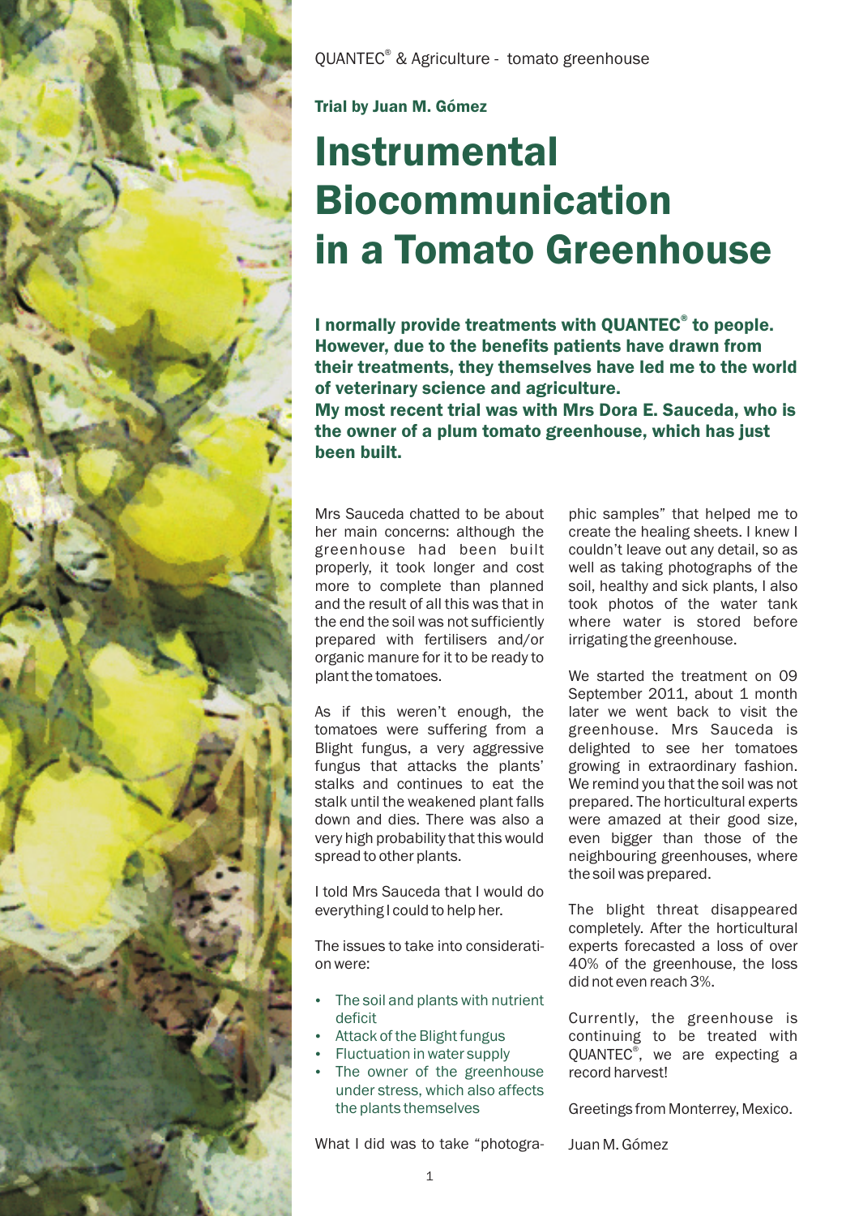QUANTEC® & Agriculture - tomato greenhouse

**Trial by Juan M. Gómez**

# Instrumental Biocommunication in a Tomato Greenhouse

**I normally provide treatments with QUANTEC® to people. However, due to the benefits patients have drawn from their treatments, they themselves have led me to the world of veterinary science and agriculture.**
**My most recent trial was with Mrs Dora E. Sauceda, who is the owner of a plum tomato greenhouse, which has just been built.**

Mrs Sauceda chatted to be about her main concerns: although the greenhouse had been built properly, it took longer and cost more to complete than planned and the result of all this was that in the end the soil was not sufficiently prepared with fertilisers and/or organic manure for it to be ready to plant the tomatoes.

As if this weren't enough, the tomatoes were suffering from a Blight fungus, a very aggressive fungus that attacks the plants' stalks and continues to eat the stalk until the weakened plant falls down and dies. There was also a very high probability that this would spread to other plants.

I told Mrs Sauceda that I would do everything I could to help her.

The issues to take into consideration were:

- The soil and plants with nutrient deficit
- Attack of the Blight fungus
- Fluctuation in water supply
- The owner of the greenhouse under stress, which also affects the plants themselves

What I did was to take "photographic samples" that helped me to create the healing sheets. I knew I couldn't leave out any detail, so as well as taking photographs of the soil, healthy and sick plants, I also took photos of the water tank where water is stored before irrigating the greenhouse.

We started the treatment on 09 September 2011, about 1 month later we went back to visit the greenhouse. Mrs Sauceda is delighted to see her tomatoes growing in extraordinary fashion. We remind you that the soil was not prepared. The horticultural experts were amazed at their good size, even bigger than those of the neighbouring greenhouses, where the soil was prepared.

The blight threat disappeared completely. After the horticultural experts forecasted a loss of over 40% of the greenhouse, the loss did not even reach 3%.

Currently, the greenhouse is continuing to be treated with QUANTEC®, we are expecting a record harvest!

Greetings from Monterrey, Mexico.

Juan M. Gómez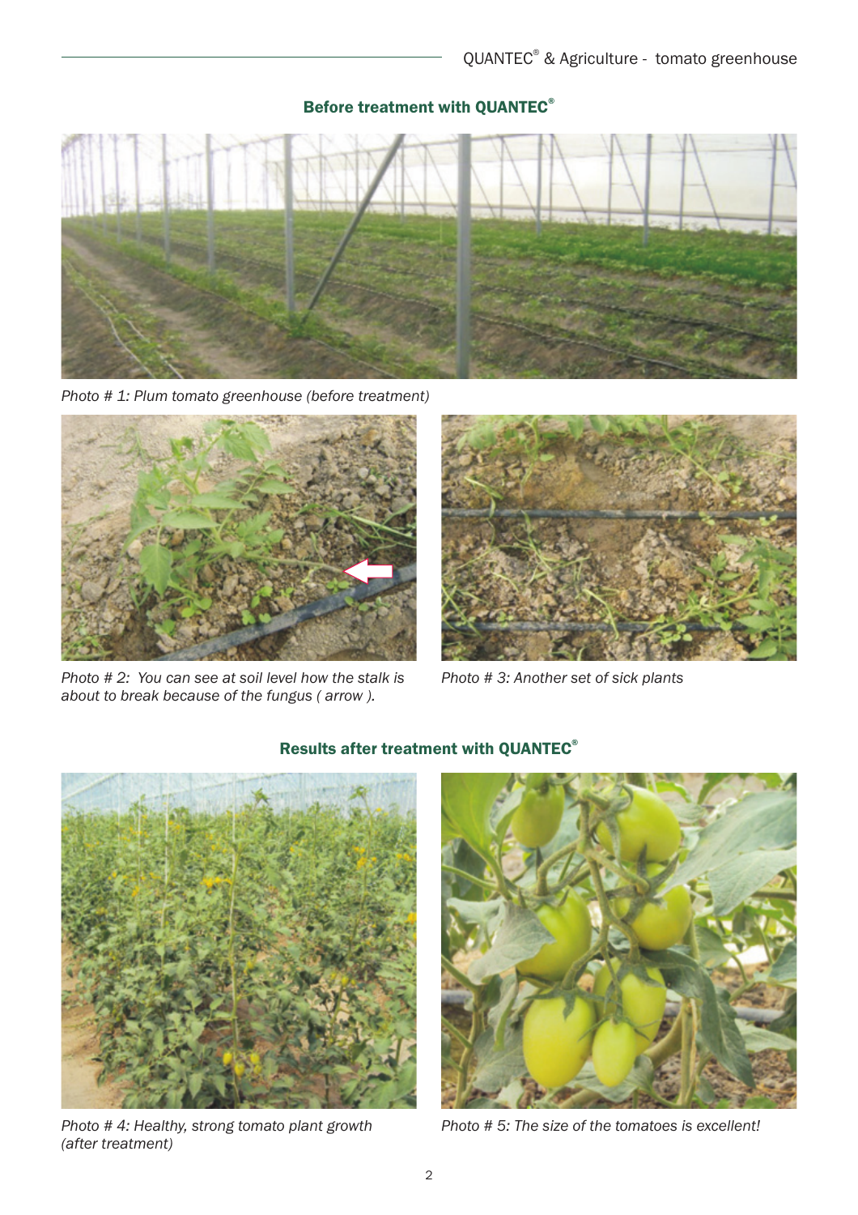## Before treatment with QUANTEC®

*Photo # 1: Plum tomato greenhouse (before treatment)*

*Photo # 2: You can see at soil level how the stalk is about to break because of the fungus ( arrow ).*

*Photo # 3: Another set of sick plants*

## Results after treatment with QUANTEC®

*Photo # 4: Healthy, strong tomato plant growth (after treatment)*

*Photo # 5: The size of the tomatoes is excellent!*